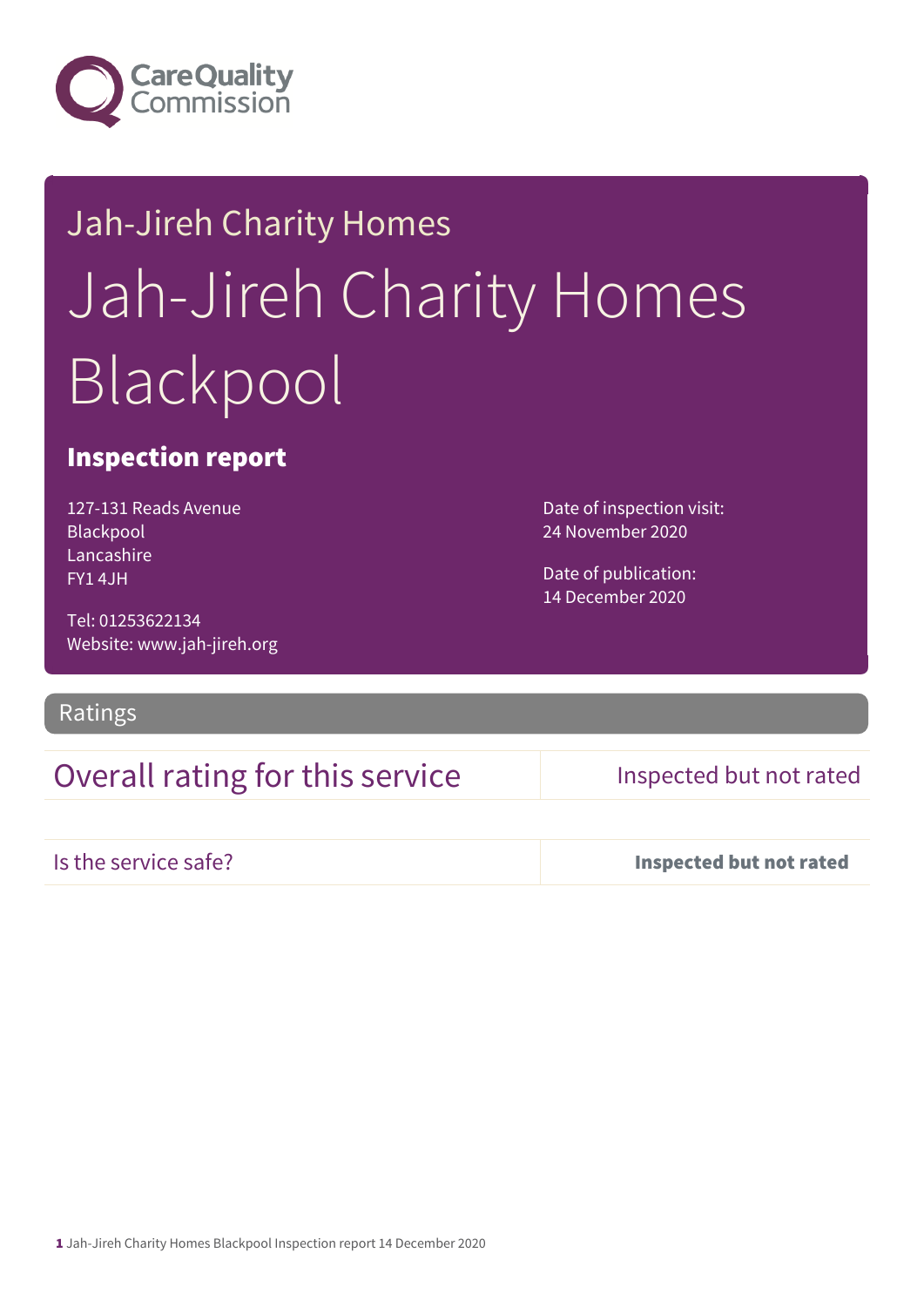Jah-Jireh Charity Homes

# Jah-Jireh Charity Homes Blackpool

## Inspection report

127-131 Reads Avenue
Blackpool
Lancashire
FY1 4JH

Tel: 01253622134
Website: www.jah-jireh.org

Date of inspection visit:
24 November 2020

Date of publication:
14 December 2020

## Ratings

| Overall rating for this service | Inspected but not rated |
|---|---|
| Is the service safe? | **Inspected but not rated** |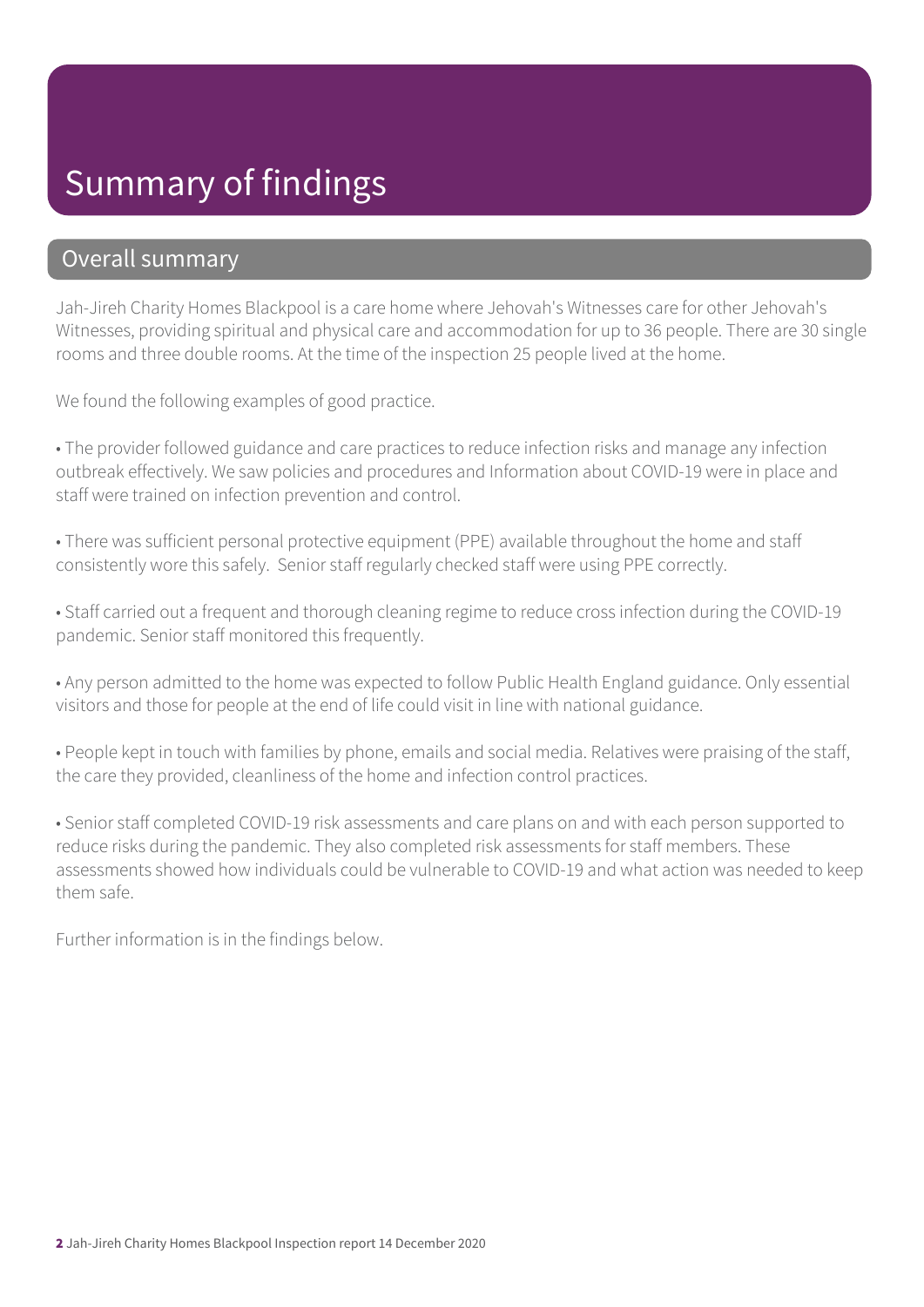# Summary of findings

## Overall summary

Jah-Jireh Charity Homes Blackpool is a care home where Jehovah's Witnesses care for other Jehovah's Witnesses, providing spiritual and physical care and accommodation for up to 36 people. There are 30 single rooms and three double rooms. At the time of the inspection 25 people lived at the home.

We found the following examples of good practice.

• The provider followed guidance and care practices to reduce infection risks and manage any infection outbreak effectively. We saw policies and procedures and Information about COVID-19 were in place and staff were trained on infection prevention and control.

• There was sufficient personal protective equipment (PPE) available throughout the home and staff consistently wore this safely. Senior staff regularly checked staff were using PPE correctly.

• Staff carried out a frequent and thorough cleaning regime to reduce cross infection during the COVID-19 pandemic. Senior staff monitored this frequently.

• Any person admitted to the home was expected to follow Public Health England guidance. Only essential visitors and those for people at the end of life could visit in line with national guidance.

• People kept in touch with families by phone, emails and social media. Relatives were praising of the staff, the care they provided, cleanliness of the home and infection control practices.

• Senior staff completed COVID-19 risk assessments and care plans on and with each person supported to reduce risks during the pandemic. They also completed risk assessments for staff members. These assessments showed how individuals could be vulnerable to COVID-19 and what action was needed to keep them safe.

Further information is in the findings below.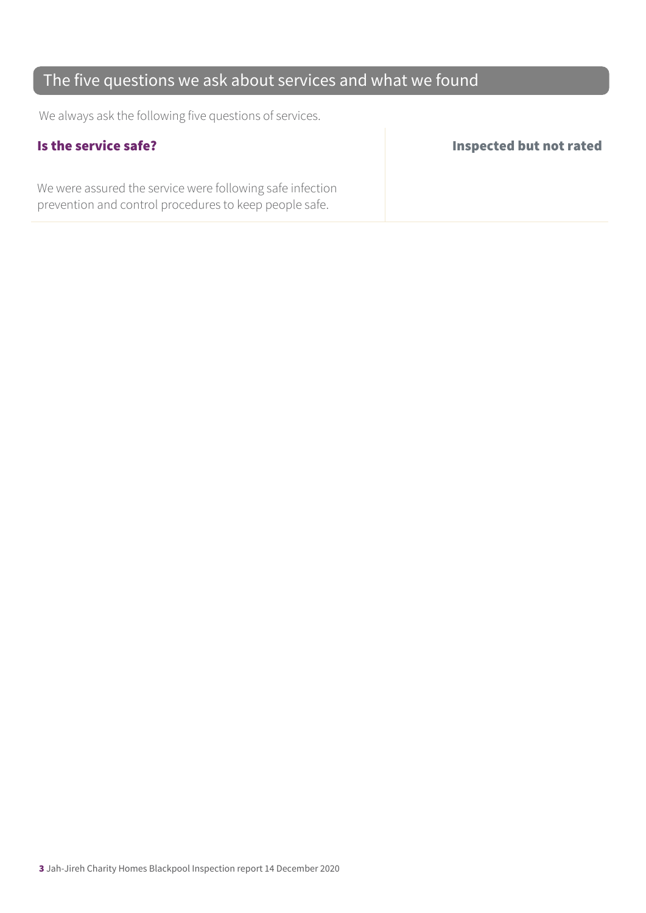## The five questions we ask about services and what we found

We always ask the following five questions of services.

### Is the service safe?

**Inspected but not rated**

We were assured the service were following safe infection prevention and control procedures to keep people safe.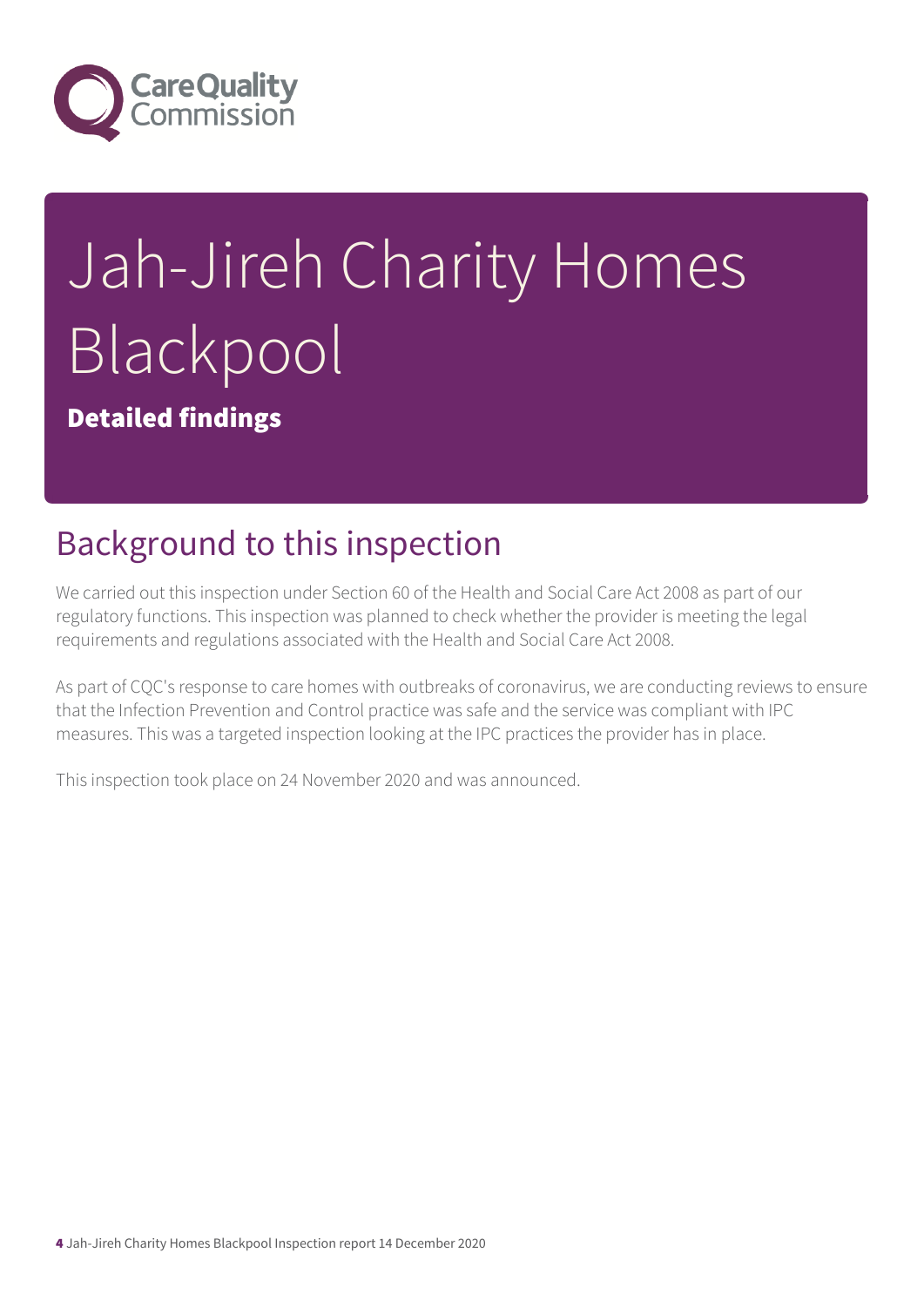# Jah-Jireh Charity Homes Blackpool

**Detailed findings**

## Background to this inspection

We carried out this inspection under Section 60 of the Health and Social Care Act 2008 as part of our regulatory functions. This inspection was planned to check whether the provider is meeting the legal requirements and regulations associated with the Health and Social Care Act 2008.

As part of CQC's response to care homes with outbreaks of coronavirus, we are conducting reviews to ensure that the Infection Prevention and Control practice was safe and the service was compliant with IPC measures. This was a targeted inspection looking at the IPC practices the provider has in place.

This inspection took place on 24 November 2020 and was announced.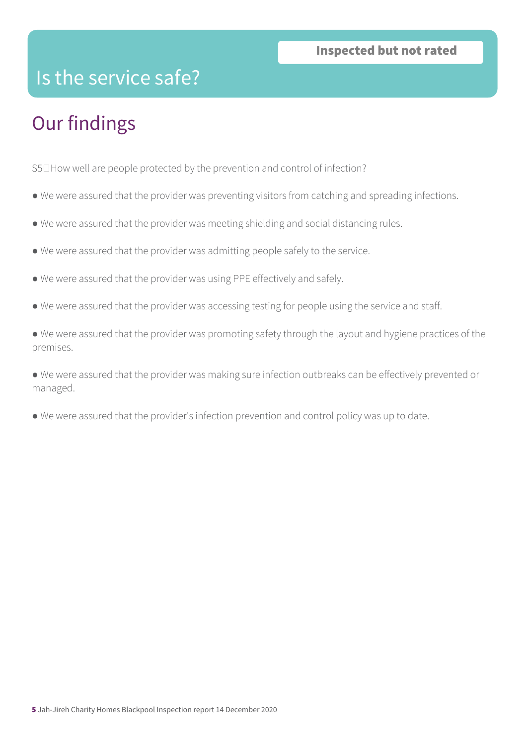Inspected but not rated

# Is the service safe?

## Our findings

S5 How well are people protected by the prevention and control of infection?

- We were assured that the provider was preventing visitors from catching and spreading infections.
- We were assured that the provider was meeting shielding and social distancing rules.
- We were assured that the provider was admitting people safely to the service.
- We were assured that the provider was using PPE effectively and safely.
- We were assured that the provider was accessing testing for people using the service and staff.
- We were assured that the provider was promoting safety through the layout and hygiene practices of the premises.
- We were assured that the provider was making sure infection outbreaks can be effectively prevented or managed.
- We were assured that the provider's infection prevention and control policy was up to date.